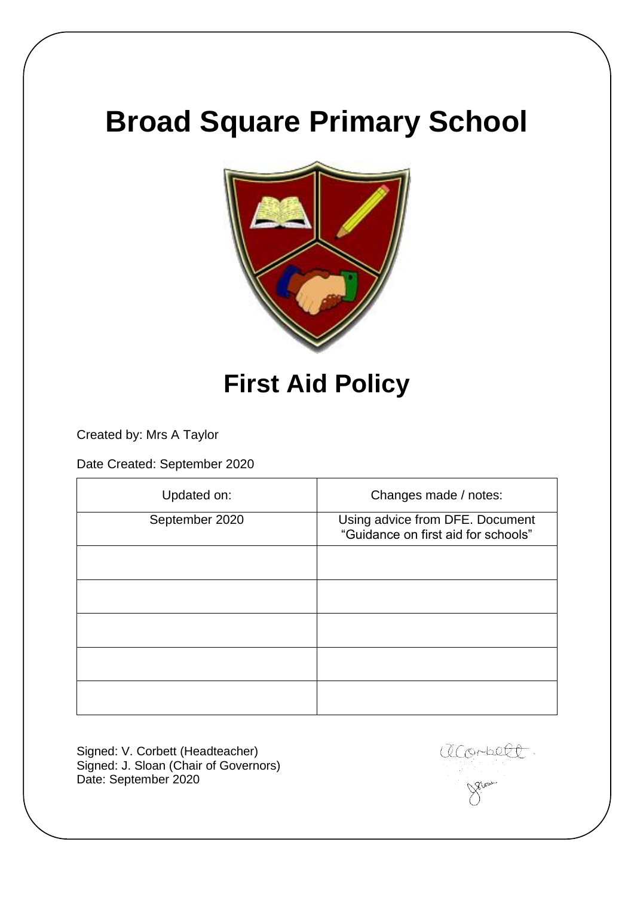# Broad Square Primary School

# First Aid Policy

Created by: Mrs A Taylor

Date Created: September 2020

| Updated on: | Changes made / notes: |
|---|---|
| September 2020 | Using advice from DFE. Document "Guidance on first aid for schools" |
| | |
| | |
| | |
| | |
| | |

Signed: V. Corbett (Headteacher)
Signed: J. Sloan (Chair of Governors)
Date: September 2020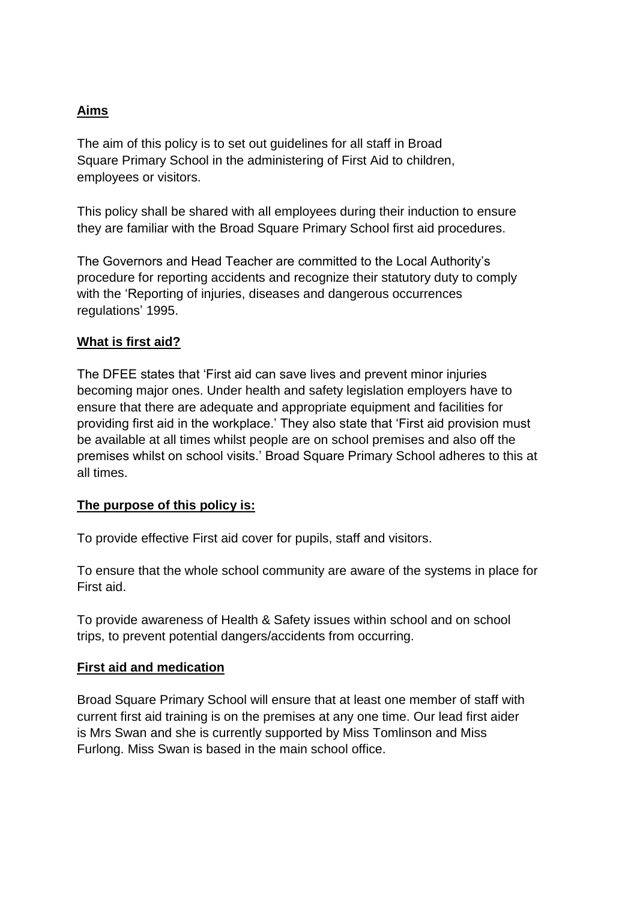## Aims

The aim of this policy is to set out guidelines for all staff in Broad Square Primary School in the administering of First Aid to children, employees or visitors.

This policy shall be shared with all employees during their induction to ensure they are familiar with the Broad Square Primary School first aid procedures.

The Governors and Head Teacher are committed to the Local Authority's procedure for reporting accidents and recognize their statutory duty to comply with the 'Reporting of injuries, diseases and dangerous occurrences regulations' 1995.

## What is first aid?

The DFEE states that 'First aid can save lives and prevent minor injuries becoming major ones. Under health and safety legislation employers have to ensure that there are adequate and appropriate equipment and facilities for providing first aid in the workplace.' They also state that 'First aid provision must be available at all times whilst people are on school premises and also off the premises whilst on school visits.' Broad Square Primary School adheres to this at all times.

## The purpose of this policy is:

To provide effective First aid cover for pupils, staff and visitors.

To ensure that the whole school community are aware of the systems in place for First aid.

To provide awareness of Health & Safety issues within school and on school trips, to prevent potential dangers/accidents from occurring.

## First aid and medication

Broad Square Primary School will ensure that at least one member of staff with current first aid training is on the premises at any one time. Our lead first aider is Mrs Swan and she is currently supported by Miss Tomlinson and Miss Furlong. Miss Swan is based in the main school office.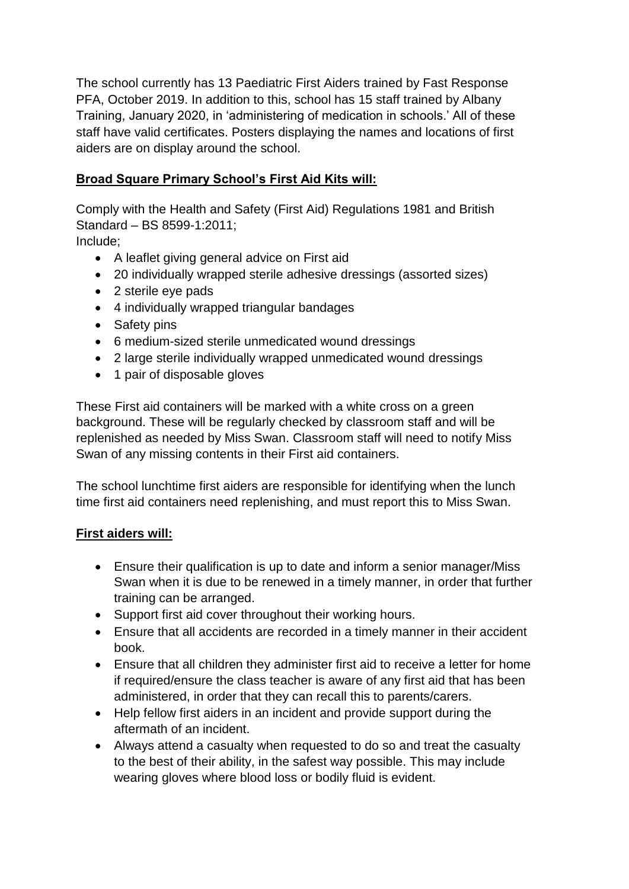The school currently has 13 Paediatric First Aiders trained by Fast Response PFA, October 2019. In addition to this, school has 15 staff trained by Albany Training, January 2020, in 'administering of medication in schools.' All of these staff have valid certificates. Posters displaying the names and locations of first aiders are on display around the school.

**Broad Square Primary School's First Aid Kits will:**

Comply with the Health and Safety (First Aid) Regulations 1981 and British Standard – BS 8599-1:2011;
Include;

- A leaflet giving general advice on First aid
- 20 individually wrapped sterile adhesive dressings (assorted sizes)
- 2 sterile eye pads
- 4 individually wrapped triangular bandages
- Safety pins
- 6 medium-sized sterile unmedicated wound dressings
- 2 large sterile individually wrapped unmedicated wound dressings
- 1 pair of disposable gloves

These First aid containers will be marked with a white cross on a green background. These will be regularly checked by classroom staff and will be replenished as needed by Miss Swan. Classroom staff will need to notify Miss Swan of any missing contents in their First aid containers.

The school lunchtime first aiders are responsible for identifying when the lunch time first aid containers need replenishing, and must report this to Miss Swan.

**First aiders will:**

- Ensure their qualification is up to date and inform a senior manager/Miss Swan when it is due to be renewed in a timely manner, in order that further training can be arranged.
- Support first aid cover throughout their working hours.
- Ensure that all accidents are recorded in a timely manner in their accident book.
- Ensure that all children they administer first aid to receive a letter for home if required/ensure the class teacher is aware of any first aid that has been administered, in order that they can recall this to parents/carers.
- Help fellow first aiders in an incident and provide support during the aftermath of an incident.
- Always attend a casualty when requested to do so and treat the casualty to the best of their ability, in the safest way possible. This may include wearing gloves where blood loss or bodily fluid is evident.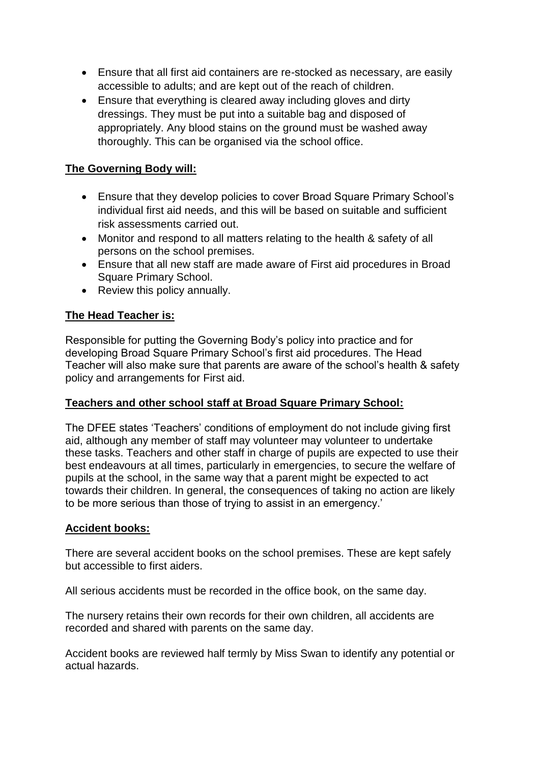- Ensure that all first aid containers are re-stocked as necessary, are easily accessible to adults; and are kept out of the reach of children.
- Ensure that everything is cleared away including gloves and dirty dressings. They must be put into a suitable bag and disposed of appropriately. Any blood stains on the ground must be washed away thoroughly. This can be organised via the school office.

**The Governing Body will:**

- Ensure that they develop policies to cover Broad Square Primary School's individual first aid needs, and this will be based on suitable and sufficient risk assessments carried out.
- Monitor and respond to all matters relating to the health & safety of all persons on the school premises.
- Ensure that all new staff are made aware of First aid procedures in Broad Square Primary School.
- Review this policy annually.

**The Head Teacher is:**

Responsible for putting the Governing Body's policy into practice and for developing Broad Square Primary School's first aid procedures. The Head Teacher will also make sure that parents are aware of the school's health & safety policy and arrangements for First aid.

**Teachers and other school staff at Broad Square Primary School:**

The DFEE states 'Teachers' conditions of employment do not include giving first aid, although any member of staff may volunteer may volunteer to undertake these tasks. Teachers and other staff in charge of pupils are expected to use their best endeavours at all times, particularly in emergencies, to secure the welfare of pupils at the school, in the same way that a parent might be expected to act towards their children. In general, the consequences of taking no action are likely to be more serious than those of trying to assist in an emergency.'

**Accident books:**

There are several accident books on the school premises. These are kept safely but accessible to first aiders.

All serious accidents must be recorded in the office book, on the same day.

The nursery retains their own records for their own children, all accidents are recorded and shared with parents on the same day.

Accident books are reviewed half termly by Miss Swan to identify any potential or actual hazards.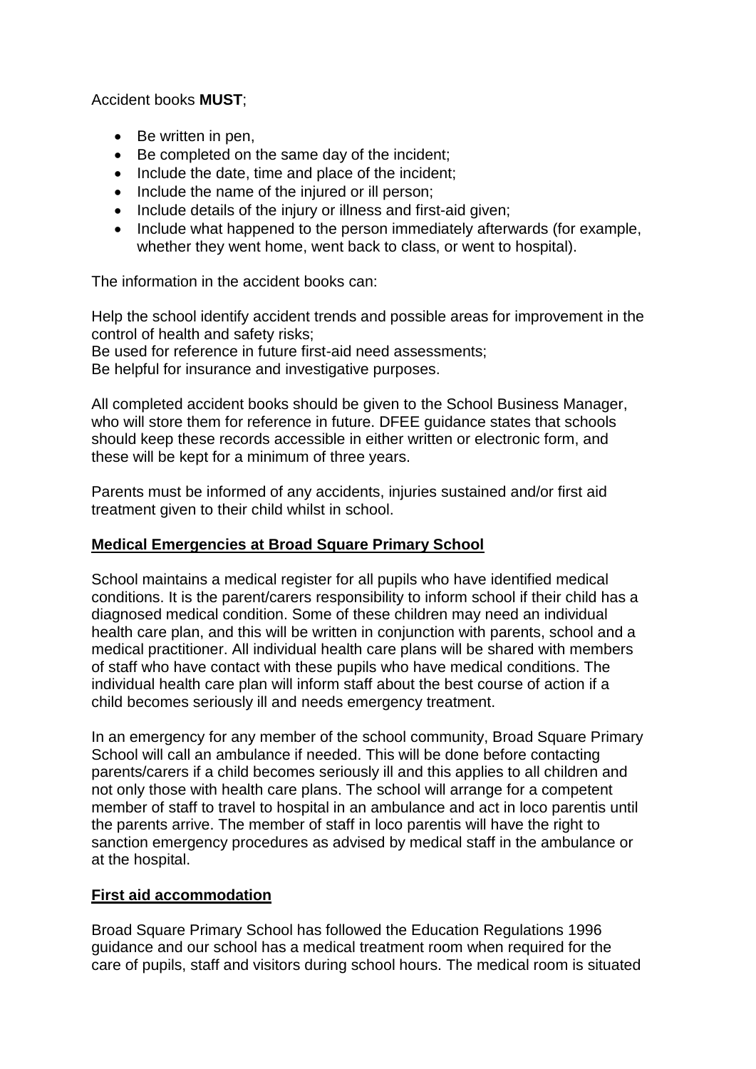Accident books **MUST**;

- Be written in pen,
- Be completed on the same day of the incident;
- Include the date, time and place of the incident;
- Include the name of the injured or ill person;
- Include details of the injury or illness and first-aid given;
- Include what happened to the person immediately afterwards (for example, whether they went home, went back to class, or went to hospital).

The information in the accident books can:

Help the school identify accident trends and possible areas for improvement in the control of health and safety risks;
Be used for reference in future first-aid need assessments;
Be helpful for insurance and investigative purposes.

All completed accident books should be given to the School Business Manager, who will store them for reference in future. DFEE guidance states that schools should keep these records accessible in either written or electronic form, and these will be kept for a minimum of three years.

Parents must be informed of any accidents, injuries sustained and/or first aid treatment given to their child whilst in school.

**Medical Emergencies at Broad Square Primary School**

School maintains a medical register for all pupils who have identified medical conditions. It is the parent/carers responsibility to inform school if their child has a diagnosed medical condition. Some of these children may need an individual health care plan, and this will be written in conjunction with parents, school and a medical practitioner. All individual health care plans will be shared with members of staff who have contact with these pupils who have medical conditions. The individual health care plan will inform staff about the best course of action if a child becomes seriously ill and needs emergency treatment.

In an emergency for any member of the school community, Broad Square Primary School will call an ambulance if needed. This will be done before contacting parents/carers if a child becomes seriously ill and this applies to all children and not only those with health care plans. The school will arrange for a competent member of staff to travel to hospital in an ambulance and act in loco parentis until the parents arrive. The member of staff in loco parentis will have the right to sanction emergency procedures as advised by medical staff in the ambulance or at the hospital.

**First aid accommodation**

Broad Square Primary School has followed the Education Regulations 1996 guidance and our school has a medical treatment room when required for the care of pupils, staff and visitors during school hours. The medical room is situated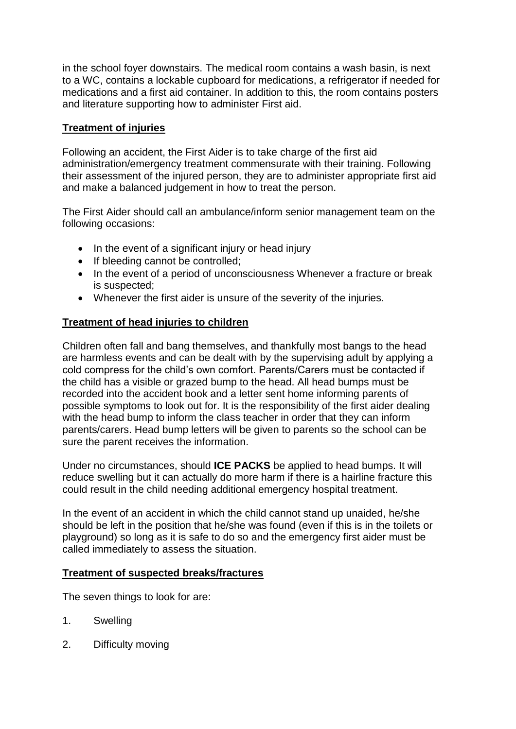in the school foyer downstairs. The medical room contains a wash basin, is next to a WC, contains a lockable cupboard for medications, a refrigerator if needed for medications and a first aid container. In addition to this, the room contains posters and literature supporting how to administer First aid.

## Treatment of injuries

Following an accident, the First Aider is to take charge of the first aid administration/emergency treatment commensurate with their training. Following their assessment of the injured person, they are to administer appropriate first aid and make a balanced judgement in how to treat the person.

The First Aider should call an ambulance/inform senior management team on the following occasions:

- In the event of a significant injury or head injury
- If bleeding cannot be controlled;
- In the event of a period of unconsciousness Whenever a fracture or break is suspected;
- Whenever the first aider is unsure of the severity of the injuries.

## Treatment of head injuries to children

Children often fall and bang themselves, and thankfully most bangs to the head are harmless events and can be dealt with by the supervising adult by applying a cold compress for the child's own comfort. Parents/Carers must be contacted if the child has a visible or grazed bump to the head. All head bumps must be recorded into the accident book and a letter sent home informing parents of possible symptoms to look out for. It is the responsibility of the first aider dealing with the head bump to inform the class teacher in order that they can inform parents/carers. Head bump letters will be given to parents so the school can be sure the parent receives the information.

Under no circumstances, should **ICE PACKS** be applied to head bumps. It will reduce swelling but it can actually do more harm if there is a hairline fracture this could result in the child needing additional emergency hospital treatment.

In the event of an accident in which the child cannot stand up unaided, he/she should be left in the position that he/she was found (even if this is in the toilets or playground) so long as it is safe to do so and the emergency first aider must be called immediately to assess the situation.

## Treatment of suspected breaks/fractures

The seven things to look for are:

1. Swelling
2. Difficulty moving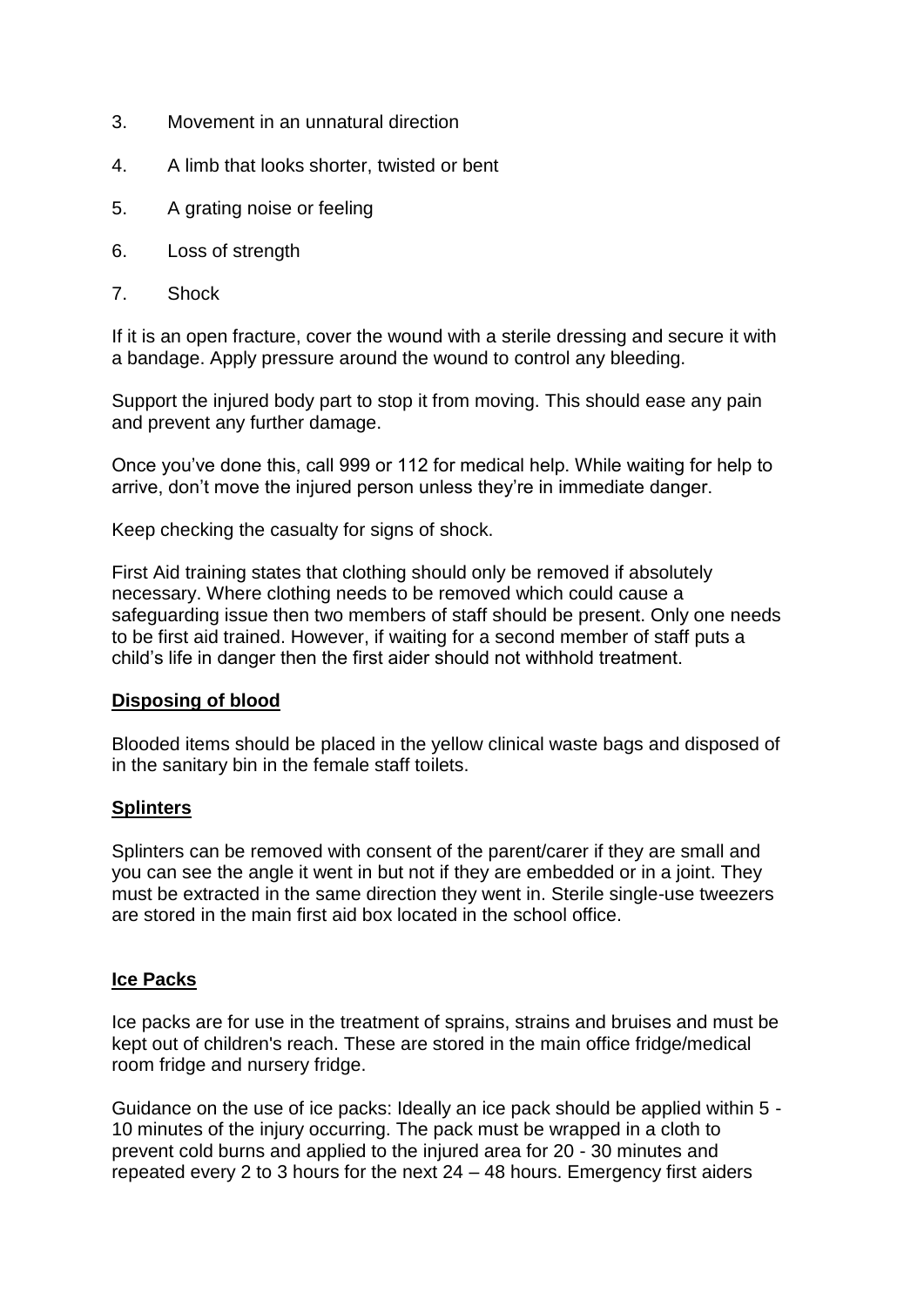3. Movement in an unnatural direction
4. A limb that looks shorter, twisted or bent
5. A grating noise or feeling
6. Loss of strength
7. Shock

If it is an open fracture, cover the wound with a sterile dressing and secure it with a bandage. Apply pressure around the wound to control any bleeding.

Support the injured body part to stop it from moving. This should ease any pain and prevent any further damage.

Once you've done this, call 999 or 112 for medical help. While waiting for help to arrive, don't move the injured person unless they're in immediate danger.

Keep checking the casualty for signs of shock.

First Aid training states that clothing should only be removed if absolutely necessary. Where clothing needs to be removed which could cause a safeguarding issue then two members of staff should be present. Only one needs to be first aid trained. However, if waiting for a second member of staff puts a child's life in danger then the first aider should not withhold treatment.

**Disposing of blood**

Blooded items should be placed in the yellow clinical waste bags and disposed of in the sanitary bin in the female staff toilets.

**Splinters**

Splinters can be removed with consent of the parent/carer if they are small and you can see the angle it went in but not if they are embedded or in a joint. They must be extracted in the same direction they went in. Sterile single-use tweezers are stored in the main first aid box located in the school office.

**Ice Packs**

Ice packs are for use in the treatment of sprains, strains and bruises and must be kept out of children's reach. These are stored in the main office fridge/medical room fridge and nursery fridge.

Guidance on the use of ice packs: Ideally an ice pack should be applied within 5 - 10 minutes of the injury occurring. The pack must be wrapped in a cloth to prevent cold burns and applied to the injured area for 20 - 30 minutes and repeated every 2 to 3 hours for the next 24 – 48 hours. Emergency first aiders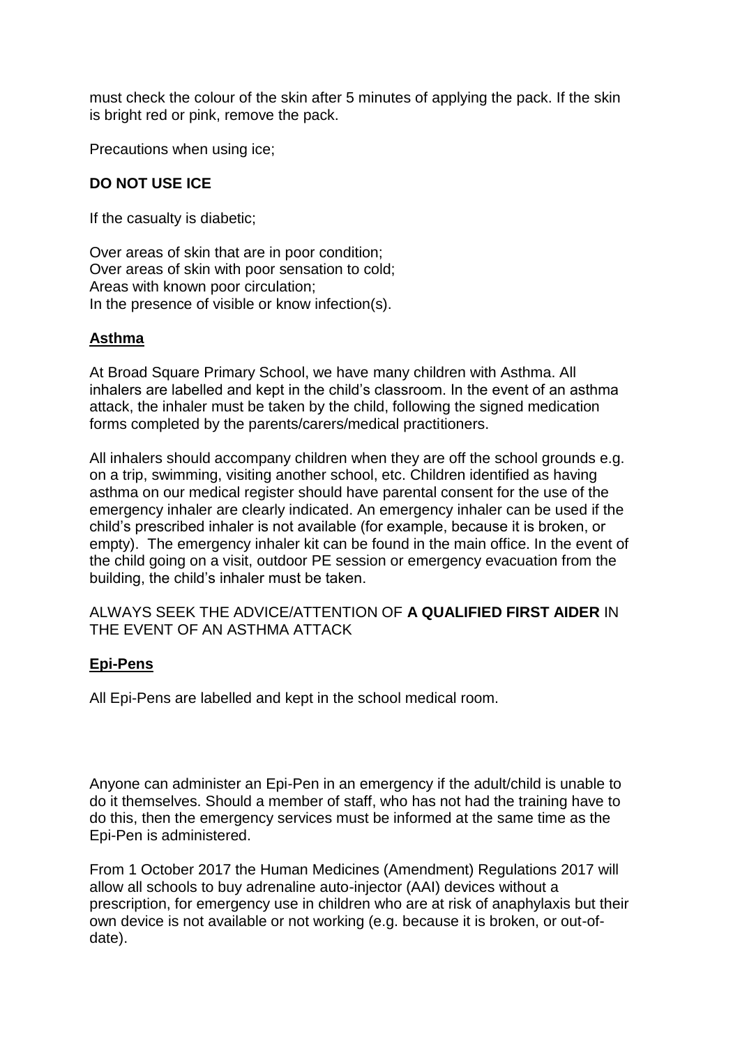must check the colour of the skin after 5 minutes of applying the pack. If the skin is bright red or pink, remove the pack.

Precautions when using ice;

**DO NOT USE ICE**

If the casualty is diabetic;

Over areas of skin that are in poor condition;
Over areas of skin with poor sensation to cold;
Areas with known poor circulation;
In the presence of visible or know infection(s).

## Asthma

At Broad Square Primary School, we have many children with Asthma. All inhalers are labelled and kept in the child's classroom. In the event of an asthma attack, the inhaler must be taken by the child, following the signed medication forms completed by the parents/carers/medical practitioners.

All inhalers should accompany children when they are off the school grounds e.g. on a trip, swimming, visiting another school, etc. Children identified as having asthma on our medical register should have parental consent for the use of the emergency inhaler are clearly indicated. An emergency inhaler can be used if the child's prescribed inhaler is not available (for example, because it is broken, or empty). The emergency inhaler kit can be found in the main office. In the event of the child going on a visit, outdoor PE session or emergency evacuation from the building, the child's inhaler must be taken.

ALWAYS SEEK THE ADVICE/ATTENTION OF **A QUALIFIED FIRST AIDER** IN THE EVENT OF AN ASTHMA ATTACK

## Epi-Pens

All Epi-Pens are labelled and kept in the school medical room.

Anyone can administer an Epi-Pen in an emergency if the adult/child is unable to do it themselves. Should a member of staff, who has not had the training have to do this, then the emergency services must be informed at the same time as the Epi-Pen is administered.

From 1 October 2017 the Human Medicines (Amendment) Regulations 2017 will allow all schools to buy adrenaline auto-injector (AAI) devices without a prescription, for emergency use in children who are at risk of anaphylaxis but their own device is not available or not working (e.g. because it is broken, or out-of-date).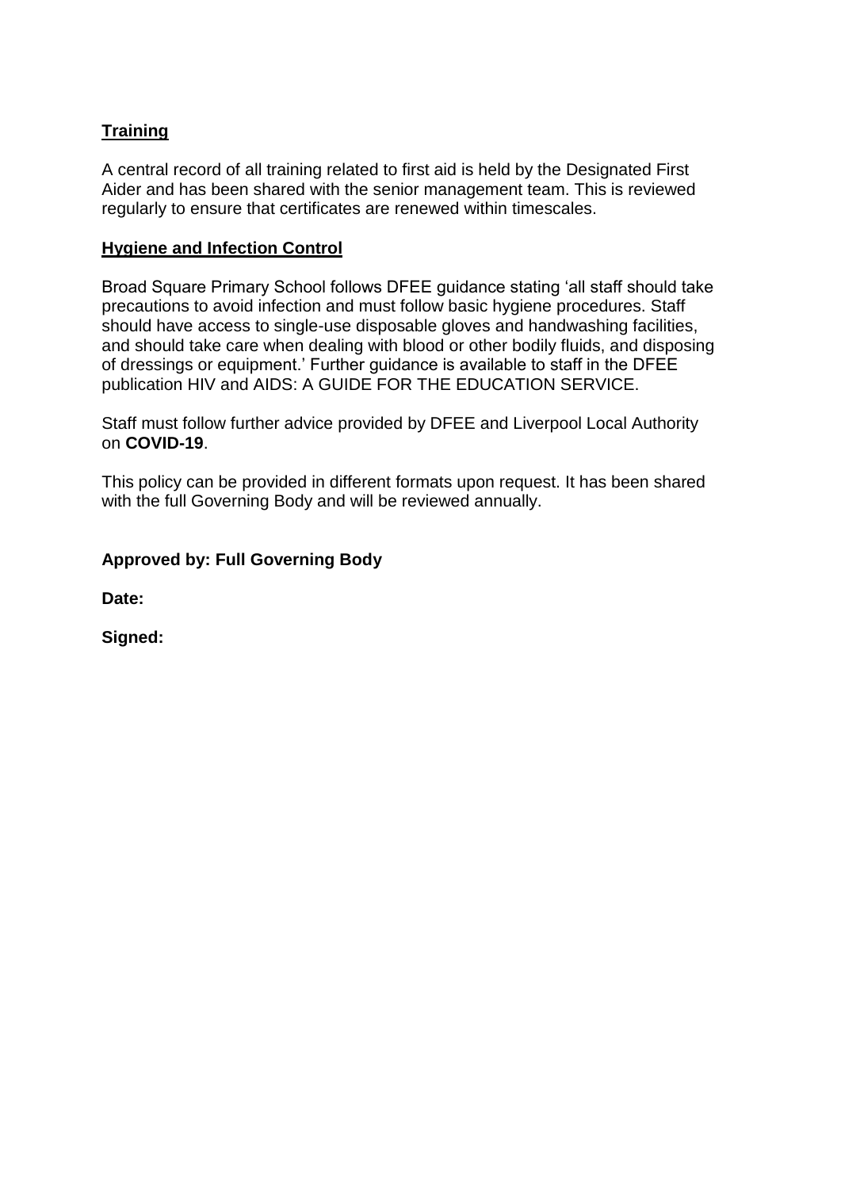## Training

A central record of all training related to first aid is held by the Designated First Aider and has been shared with the senior management team. This is reviewed regularly to ensure that certificates are renewed within timescales.

## Hygiene and Infection Control

Broad Square Primary School follows DFEE guidance stating 'all staff should take precautions to avoid infection and must follow basic hygiene procedures. Staff should have access to single-use disposable gloves and handwashing facilities, and should take care when dealing with blood or other bodily fluids, and disposing of dressings or equipment.' Further guidance is available to staff in the DFEE publication HIV and AIDS: A GUIDE FOR THE EDUCATION SERVICE.

Staff must follow further advice provided by DFEE and Liverpool Local Authority on **COVID-19**.

This policy can be provided in different formats upon request. It has been shared with the full Governing Body and will be reviewed annually.

**Approved by: Full Governing Body**

**Date:**

**Signed:**